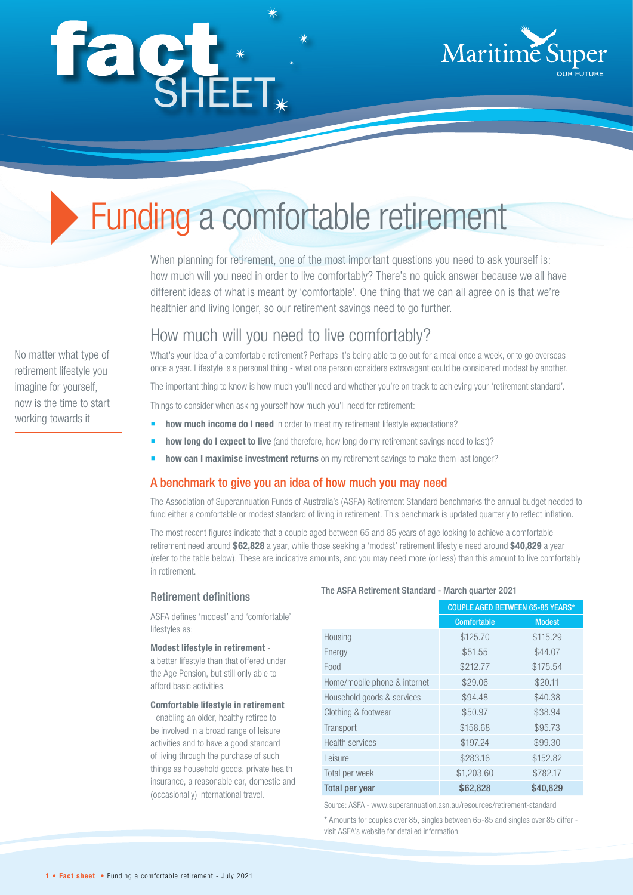# fact SHEET

Maritime Super
OUR FUTURE

# Funding a comfortable retirement

When planning for retirement, one of the most important questions you need to ask yourself is: how much will you need in order to live comfortably? There's no quick answer because we all have different ideas of what is meant by 'comfortable'. One thing that we can all agree on is that we're healthier and living longer, so our retirement savings need to go further.

## How much will you need to live comfortably?

No matter what type of retirement lifestyle you imagine for yourself, now is the time to start working towards it

What's your idea of a comfortable retirement? Perhaps it's being able to go out for a meal once a week, or to go overseas once a year. Lifestyle is a personal thing - what one person considers extravagant could be considered modest by another.

The important thing to know is how much you'll need and whether you're on track to achieving your 'retirement standard'.

Things to consider when asking yourself how much you'll need for retirement:

- **how much income do I need** in order to meet my retirement lifestyle expectations?
- **how long do I expect to live** (and therefore, how long do my retirement savings need to last)?
- **how can I maximise investment returns** on my retirement savings to make them last longer?

### A benchmark to give you an idea of how much you may need

The Association of Superannuation Funds of Australia's (ASFA) Retirement Standard benchmarks the annual budget needed to fund either a comfortable or modest standard of living in retirement. This benchmark is updated quarterly to reflect inflation.

The most recent figures indicate that a couple aged between 65 and 85 years of age looking to achieve a comfortable retirement need around **$62,828** a year, while those seeking a 'modest' retirement lifestyle need around **$40,829** a year (refer to the table below). These are indicative amounts, and you may need more (or less) than this amount to live comfortably in retirement.

### Retirement definitions

ASFA defines 'modest' and 'comfortable' lifestyles as:

**Modest lifestyle in retirement** - a better lifestyle than that offered under the Age Pension, but still only able to afford basic activities.

**Comfortable lifestyle in retirement** - enabling an older, healthy retiree to be involved in a broad range of leisure activities and to have a good standard of living through the purchase of such things as household goods, private health insurance, a reasonable car, domestic and (occasionally) international travel.

**The ASFA Retirement Standard - March quarter 2021**

| | COUPLE AGED BETWEEN 65-85 YEARS* | |
|---|---|---|
| | Comfortable | Modest |
| Housing | $125.70 | $115.29 |
| Energy | $51.55 | $44.07 |
| Food | $212.77 | $175.54 |
| Home/mobile phone & internet | $29.06 | $20.11 |
| Household goods & services | $94.48 | $40.38 |
| Clothing & footwear | $50.97 | $38.94 |
| Transport | $158.68 | $95.73 |
| Health services | $197.24 | $99.30 |
| Leisure | $283.16 | $152.82 |
| Total per week | $1,203.60 | $782.17 |
| **Total per year** | **$62,828** | **$40,829** |

Source: ASFA - www.superannuation.asn.au/resources/retirement-standard

* Amounts for couples over 85, singles between 65-85 and singles over 85 differ - visit ASFA's website for detailed information.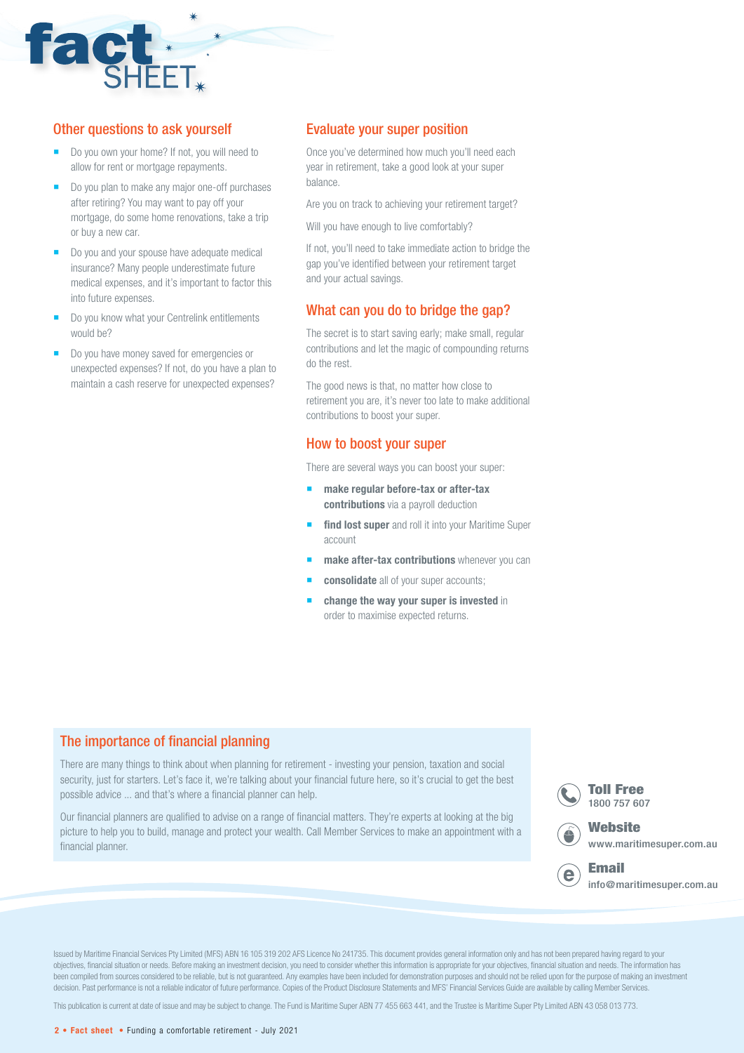## Other questions to ask yourself

- Do you own your home? If not, you will need to allow for rent or mortgage repayments.
- Do you plan to make any major one-off purchases after retiring? You may want to pay off your mortgage, do some home renovations, take a trip or buy a new car.
- Do you and your spouse have adequate medical insurance? Many people underestimate future medical expenses, and it's important to factor this into future expenses.
- Do you know what your Centrelink entitlements would be?
- Do you have money saved for emergencies or unexpected expenses? If not, do you have a plan to maintain a cash reserve for unexpected expenses?

## Evaluate your super position

Once you've determined how much you'll need each year in retirement, take a good look at your super balance.

Are you on track to achieving your retirement target?

Will you have enough to live comfortably?

If not, you'll need to take immediate action to bridge the gap you've identified between your retirement target and your actual savings.

## What can you do to bridge the gap?

The secret is to start saving early; make small, regular contributions and let the magic of compounding returns do the rest.

The good news is that, no matter how close to retirement you are, it's never too late to make additional contributions to boost your super.

## How to boost your super

There are several ways you can boost your super:

- **make regular before-tax or after-tax contributions** via a payroll deduction
- **find lost super** and roll it into your Maritime Super account
- **make after-tax contributions** whenever you can
- **consolidate** all of your super accounts;
- **change the way your super is invested** in order to maximise expected returns.

## The importance of financial planning

There are many things to think about when planning for retirement - investing your pension, taxation and social security, just for starters. Let's face it, we're talking about your financial future here, so it's crucial to get the best possible advice ... and that's where a financial planner can help.

Our financial planners are qualified to advise on a range of financial matters. They're experts at looking at the big picture to help you to build, manage and protect your wealth. Call Member Services to make an appointment with a financial planner.

**Toll Free**
1800 757 607

**Website**
www.maritimesuper.com.au

**Email**
info@maritimesuper.com.au

Issued by Maritime Financial Services Pty Limited (MFS) ABN 16 105 319 202 AFS Licence No 241735. This document provides general information only and has not been prepared having regard to your objectives, financial situation or needs. Before making an investment decision, you need to consider whether this information is appropriate for your objectives, financial situation and needs. The information has been compiled from sources considered to be reliable, but is not guaranteed. Any examples have been included for demonstration purposes and should not be relied upon for the purpose of making an investment decision. Past performance is not a reliable indicator of future performance. Copies of the Product Disclosure Statements and MFS' Financial Services Guide are available by calling Member Services.

This publication is current at date of issue and may be subject to change. The Fund is Maritime Super ABN 77 455 663 441, and the Trustee is Maritime Super Pty Limited ABN 43 058 013 773.